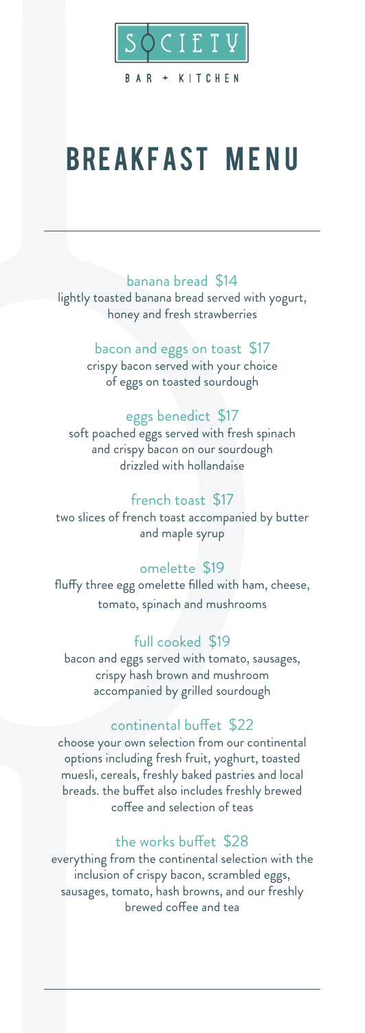SOCIETY

BAR + KITCHEN

# BREAKFAST MENU

---

### banana bread $14

lightly toasted banana bread served with yogurt, honey and fresh strawberries

### bacon and eggs on toast $17

crispy bacon served with your choice of eggs on toasted sourdough

### eggs benedict $17

soft poached eggs served with fresh spinach and crispy bacon on our sourdough drizzled with hollandaise

### french toast $17

two slices of french toast accompanied by butter and maple syrup

### omelette $19

fluffy three egg omelette filled with ham, cheese, tomato, spinach and mushrooms

### full cooked $19

bacon and eggs served with tomato, sausages, crispy hash brown and mushroom accompanied by grilled sourdough

### continental buffet $22

choose your own selection from our continental options including fresh fruit, yoghurt, toasted muesli, cereals, freshly baked pastries and local breads. the buffet also includes freshly brewed coffee and selection of teas

### the works buffet $28

everything from the continental selection with the inclusion of crispy bacon, scrambled eggs, sausages, tomato, hash browns, and our freshly brewed coffee and tea

---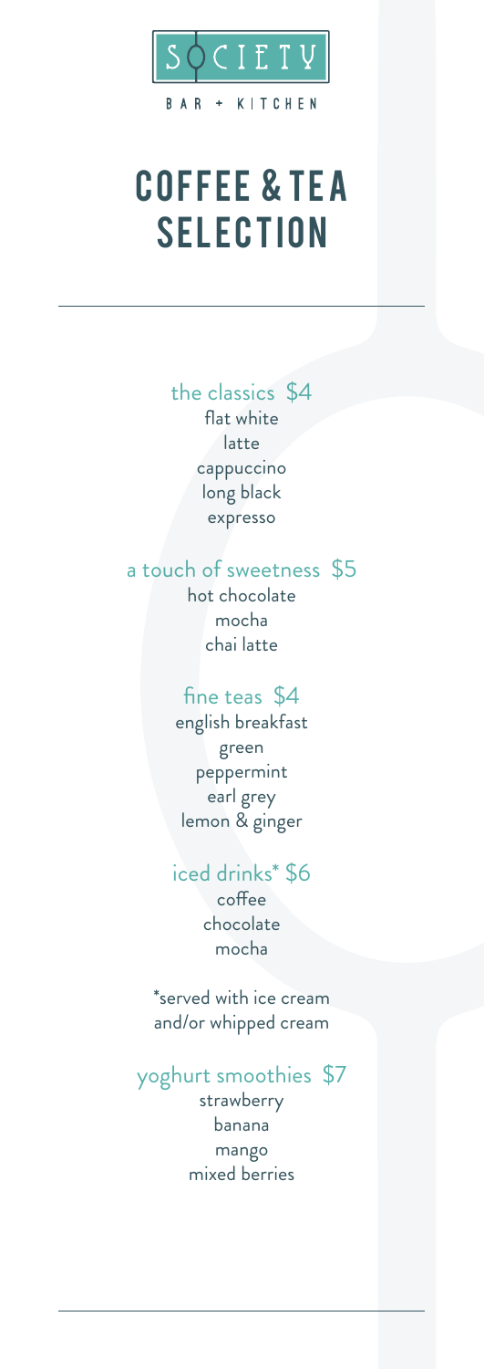SOCIETY

BAR + KITCHEN

# COFFEE & TEA SELECTION

## the classics $4

flat white
latte
cappuccino
long black
expresso

## a touch of sweetness $5

hot chocolate
mocha
chai latte

## fine teas $4

english breakfast
green
peppermint
earl grey
lemon & ginger

## iced drinks* $6

coffee
chocolate
mocha

*served with ice cream and/or whipped cream

## yoghurt smoothies $7

strawberry
banana
mango
mixed berries